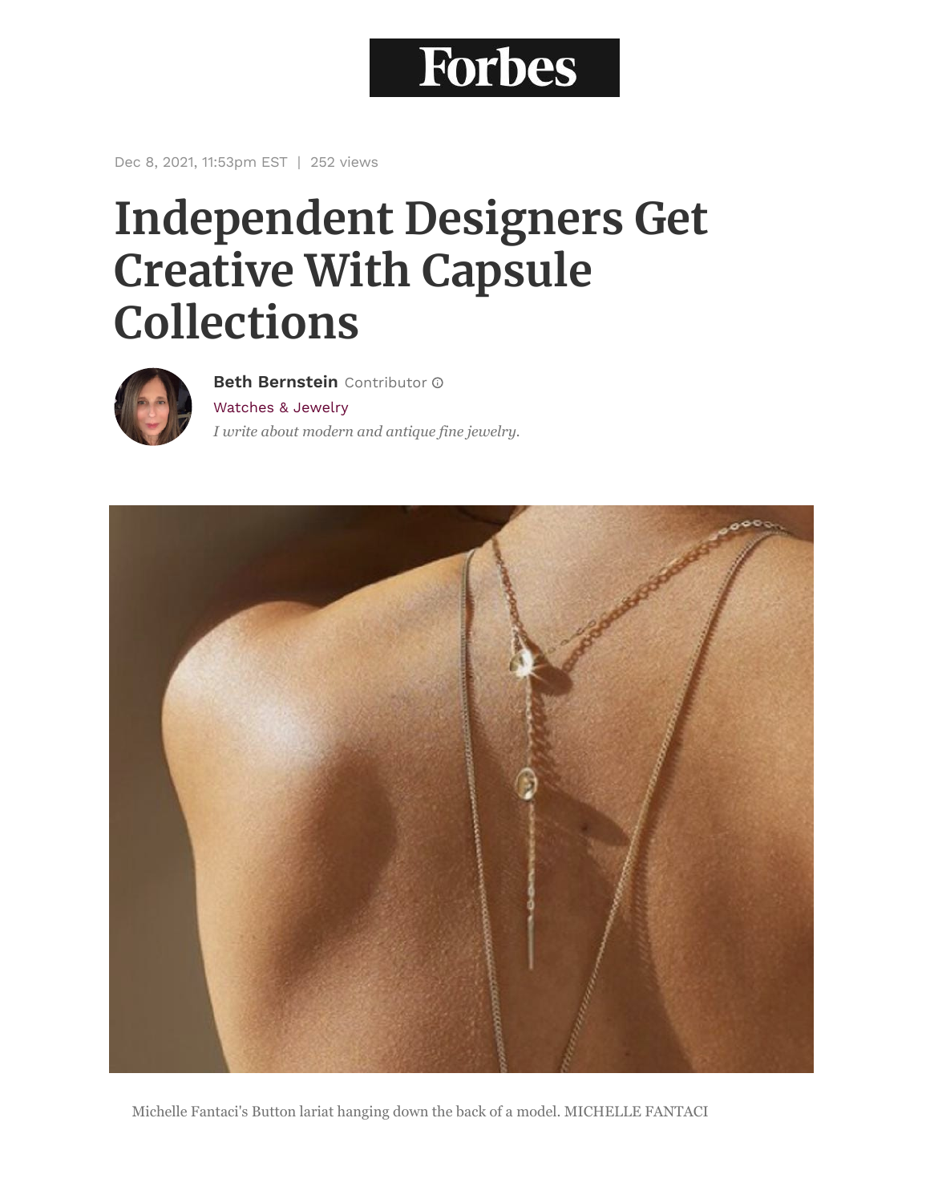Forbes

Dec 8, 2021, 11:53pm EST | 252 views

# Independent Designers Get Creative With Capsule Collections

**Beth Bernstein** Contributor

Watches & Jewelry

*I write about modern and antique fine jewelry.*

Michelle Fantaci's Button lariat hanging down the back of a model. MICHELLE FANTACI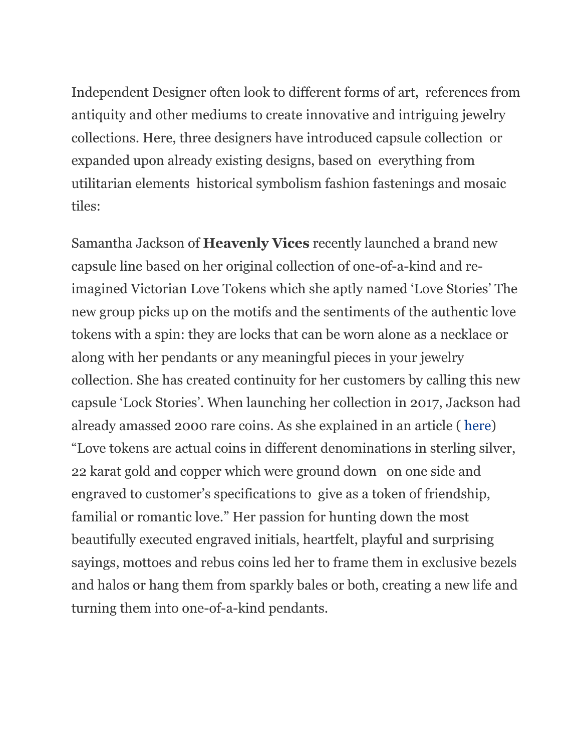Independent Designer often look to different forms of art,  references from antiquity and other mediums to create innovative and intriguing jewelry collections. Here, three designers have introduced capsule collection  or expanded upon already existing designs, based on  everything from utilitarian elements  historical symbolism fashion fastenings and mosaic tiles:

Samantha Jackson of **Heavenly Vices** recently launched a brand new capsule line based on her original collection of one-of-a-kind and re-imagined Victorian Love Tokens which she aptly named 'Love Stories' The new group picks up on the motifs and the sentiments of the authentic love tokens with a spin: they are locks that can be worn alone as a necklace or along with her pendants or any meaningful pieces in your jewelry collection. She has created continuity for her customers by calling this new capsule 'Lock Stories'. When launching her collection in 2017, Jackson had already amassed 2000 rare coins. As she explained in an article ( here) "Love tokens are actual coins in different denominations in sterling silver, 22 karat gold and copper which were ground down   on one side and engraved to customer's specifications to  give as a token of friendship, familial or romantic love." Her passion for hunting down the most beautifully executed engraved initials, heartfelt, playful and surprising sayings, mottoes and rebus coins led her to frame them in exclusive bezels and halos or hang them from sparkly bales or both, creating a new life and turning them into one-of-a-kind pendants.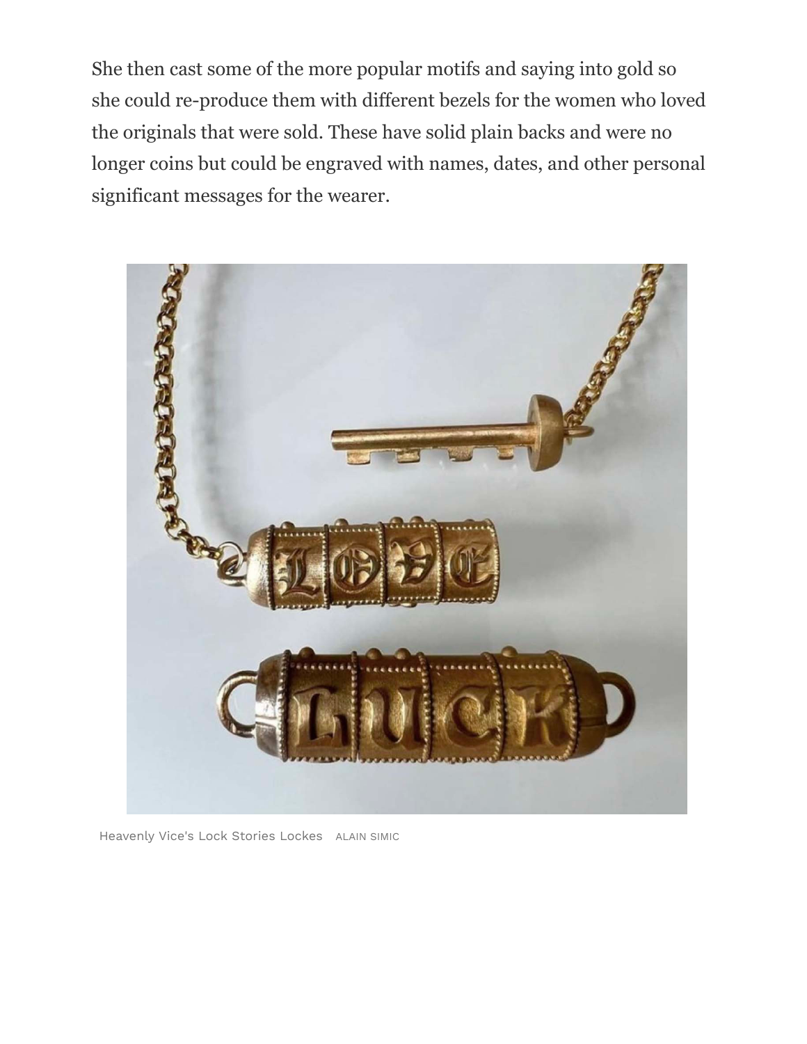She then cast some of the more popular motifs and saying into gold so she could re-produce them with different bezels for the women who loved the originals that were sold. These have solid plain backs and were no longer coins but could be engraved with names, dates, and other personal significant messages for the wearer.

Heavenly Vice's Lock Stories Lockes ALAIN SIMIC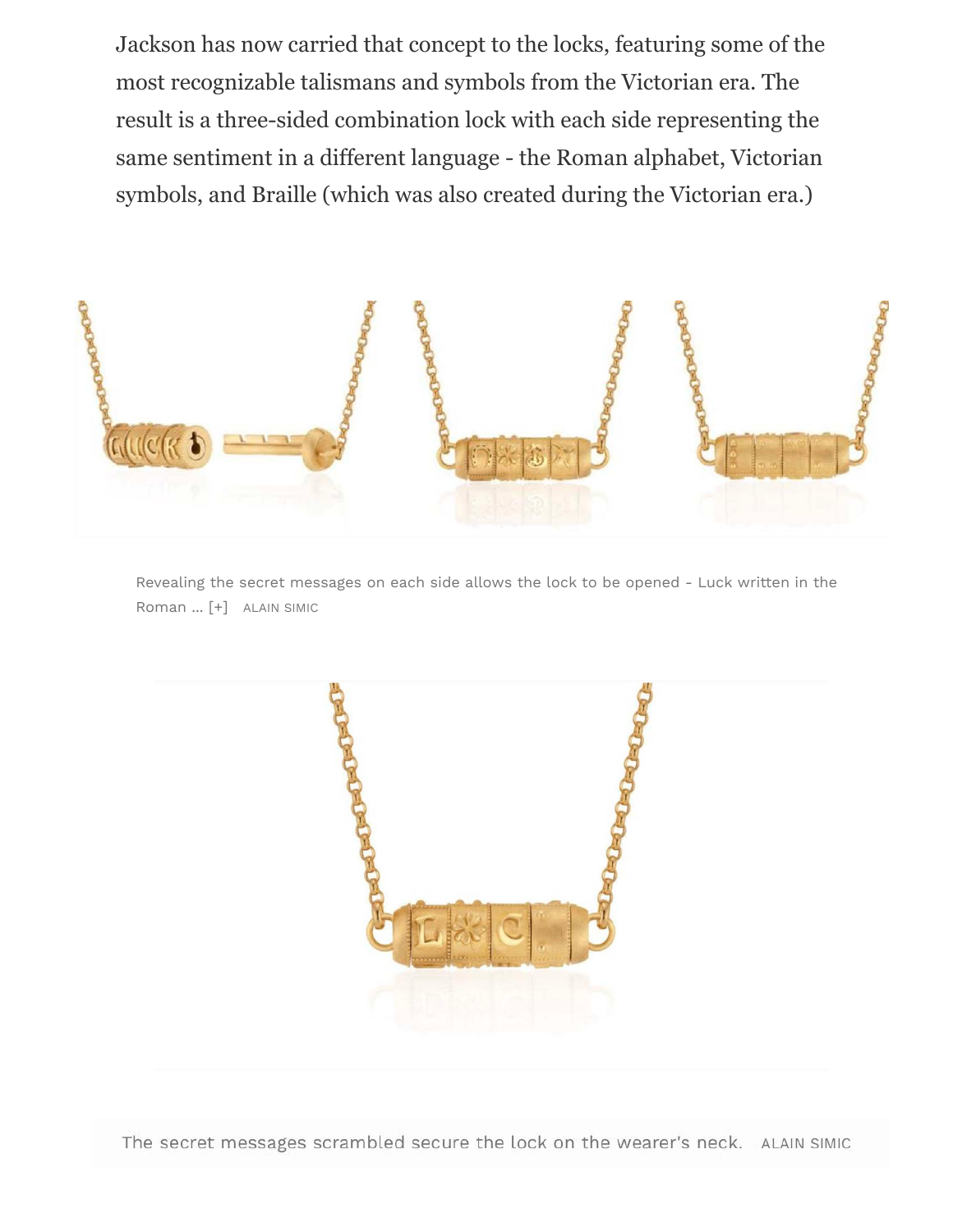Jackson has now carried that concept to the locks, featuring some of the most recognizable talismans and symbols from the Victorian era. The result is a three-sided combination lock with each side representing the same sentiment in a different language - the Roman alphabet, Victorian symbols, and Braille (which was also created during the Victorian era.)

Revealing the secret messages on each side allows the lock to be opened - Luck written in the Roman ... [+] ALAIN SIMIC

The secret messages scrambled secure the lock on the wearer's neck. ALAIN SIMIC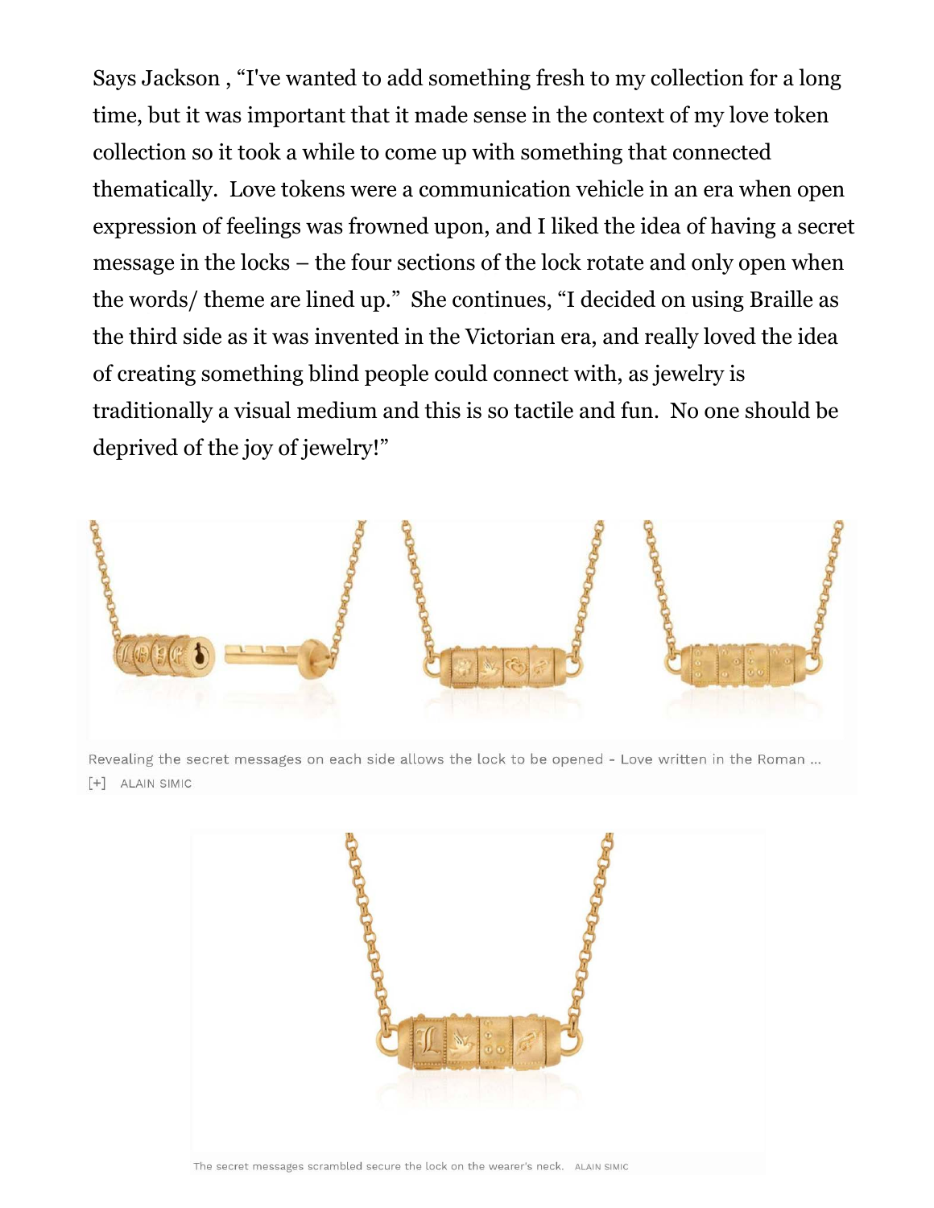Says Jackson , “I've wanted to add something fresh to my collection for a long time, but it was important that it made sense in the context of my love token collection so it took a while to come up with something that connected thematically. Love tokens were a communication vehicle in an era when open expression of feelings was frowned upon, and I liked the idea of having a secret message in the locks – the four sections of the lock rotate and only open when the words/ theme are lined up.” She continues, “I decided on using Braille as the third side as it was invented in the Victorian era, and really loved the idea of creating something blind people could connect with, as jewelry is traditionally a visual medium and this is so tactile and fun. No one should be deprived of the joy of jewelry!”

Revealing the secret messages on each side allows the lock to be opened - Love written in the Roman ... [+] ALAIN SIMIC

The secret messages scrambled secure the lock on the wearer's neck. ALAIN SIMIC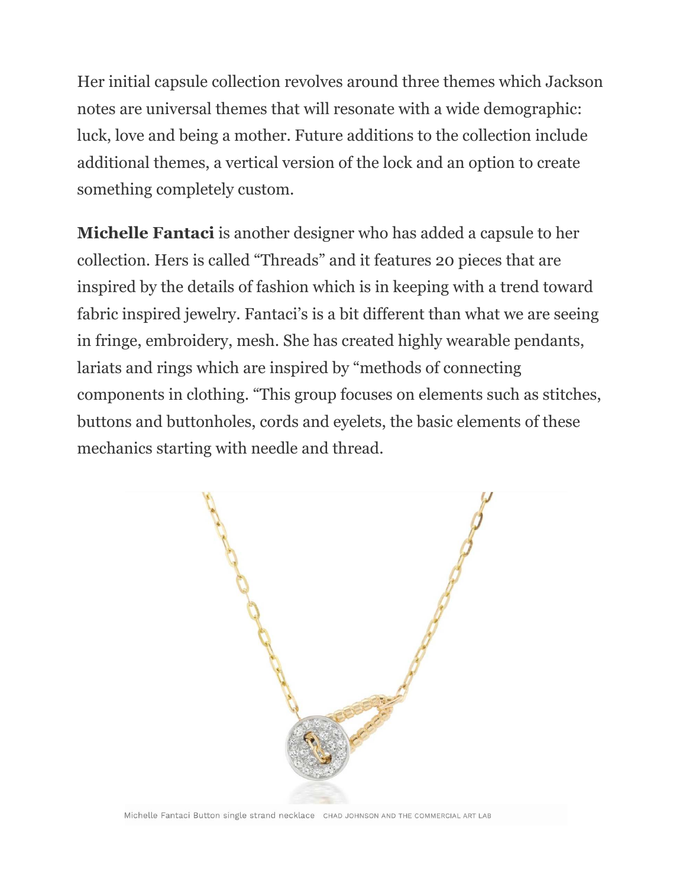Her initial capsule collection revolves around three themes which Jackson notes are universal themes that will resonate with a wide demographic: luck, love and being a mother. Future additions to the collection include additional themes, a vertical version of the lock and an option to create something completely custom.

**Michelle Fantaci** is another designer who has added a capsule to her collection. Hers is called "Threads" and it features 20 pieces that are inspired by the details of fashion which is in keeping with a trend toward fabric inspired jewelry. Fantaci's is a bit different than what we are seeing in fringe, embroidery, mesh. She has created highly wearable pendants, lariats and rings which are inspired by "methods of connecting components in clothing. "This group focuses on elements such as stitches, buttons and buttonholes, cords and eyelets, the basic elements of these mechanics starting with needle and thread.

Michelle Fantaci Button single strand necklace CHAD JOHNSON AND THE COMMERCIAL ART LAB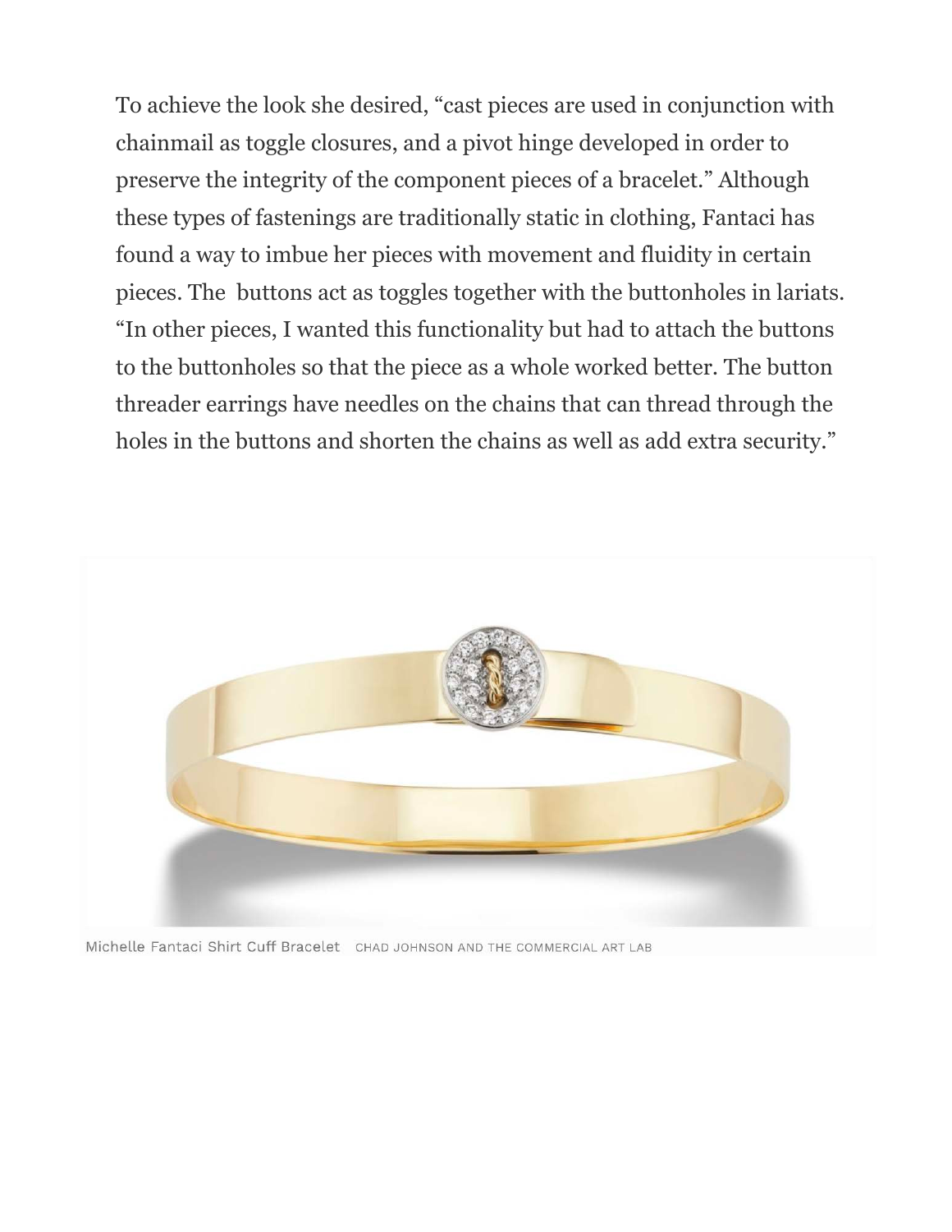To achieve the look she desired, "cast pieces are used in conjunction with chainmail as toggle closures, and a pivot hinge developed in order to preserve the integrity of the component pieces of a bracelet." Although these types of fastenings are traditionally static in clothing, Fantaci has found a way to imbue her pieces with movement and fluidity in certain pieces. The  buttons act as toggles together with the buttonholes in lariats. "In other pieces, I wanted this functionality but had to attach the buttons to the buttonholes so that the piece as a whole worked better. The button threader earrings have needles on the chains that can thread through the holes in the buttons and shorten the chains as well as add extra security."

Michelle Fantaci Shirt Cuff Bracelet CHAD JOHNSON AND THE COMMERCIAL ART LAB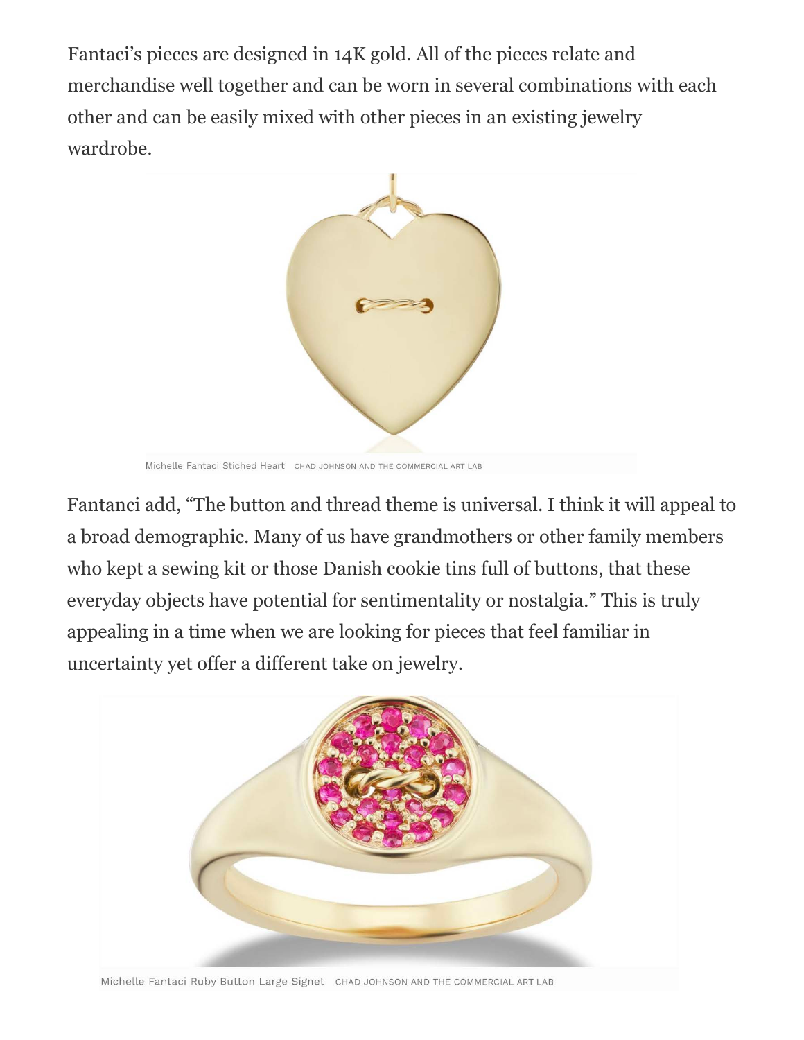Fantaci's pieces are designed in 14K gold. All of the pieces relate and merchandise well together and can be worn in several combinations with each other and can be easily mixed with other pieces in an existing jewelry wardrobe.

Michelle Fantaci Stiched Heart CHAD JOHNSON AND THE COMMERCIAL ART LAB

Fantanci add, "The button and thread theme is universal. I think it will appeal to a broad demographic. Many of us have grandmothers or other family members who kept a sewing kit or those Danish cookie tins full of buttons, that these everyday objects have potential for sentimentality or nostalgia." This is truly appealing in a time when we are looking for pieces that feel familiar in uncertainty yet offer a different take on jewelry.

Michelle Fantaci Ruby Button Large Signet CHAD JOHNSON AND THE COMMERCIAL ART LAB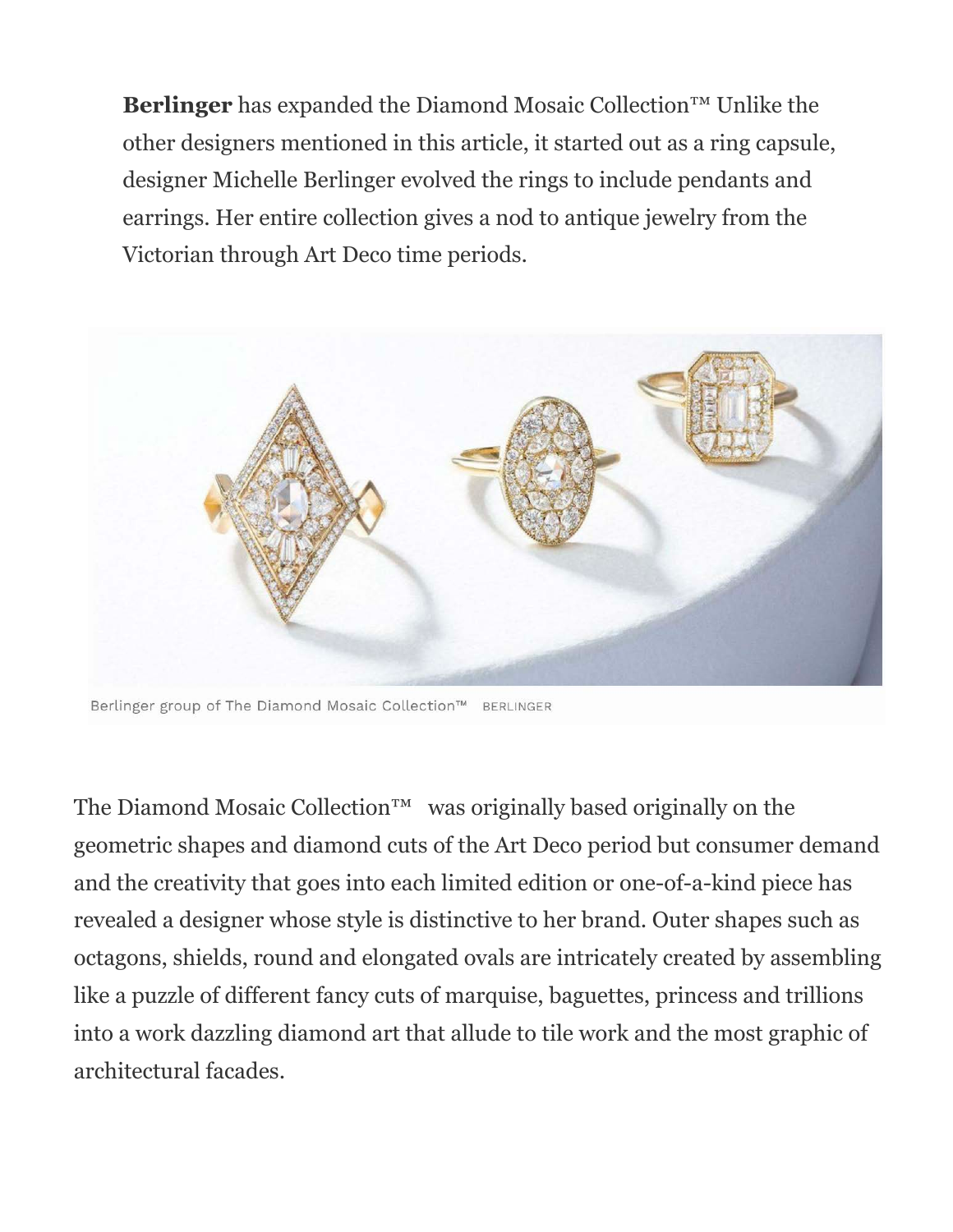**Berlinger** has expanded the Diamond Mosaic Collection™ Unlike the other designers mentioned in this article, it started out as a ring capsule, designer Michelle Berlinger evolved the rings to include pendants and earrings. Her entire collection gives a nod to antique jewelry from the Victorian through Art Deco time periods.

Berlinger group of The Diamond Mosaic Collection™ BERLINGER

The Diamond Mosaic Collection™ was originally based originally on the geometric shapes and diamond cuts of the Art Deco period but consumer demand and the creativity that goes into each limited edition or one-of-a-kind piece has revealed a designer whose style is distinctive to her brand. Outer shapes such as octagons, shields, round and elongated ovals are intricately created by assembling like a puzzle of different fancy cuts of marquise, baguettes, princess and trillions into a work dazzling diamond art that allude to tile work and the most graphic of architectural facades.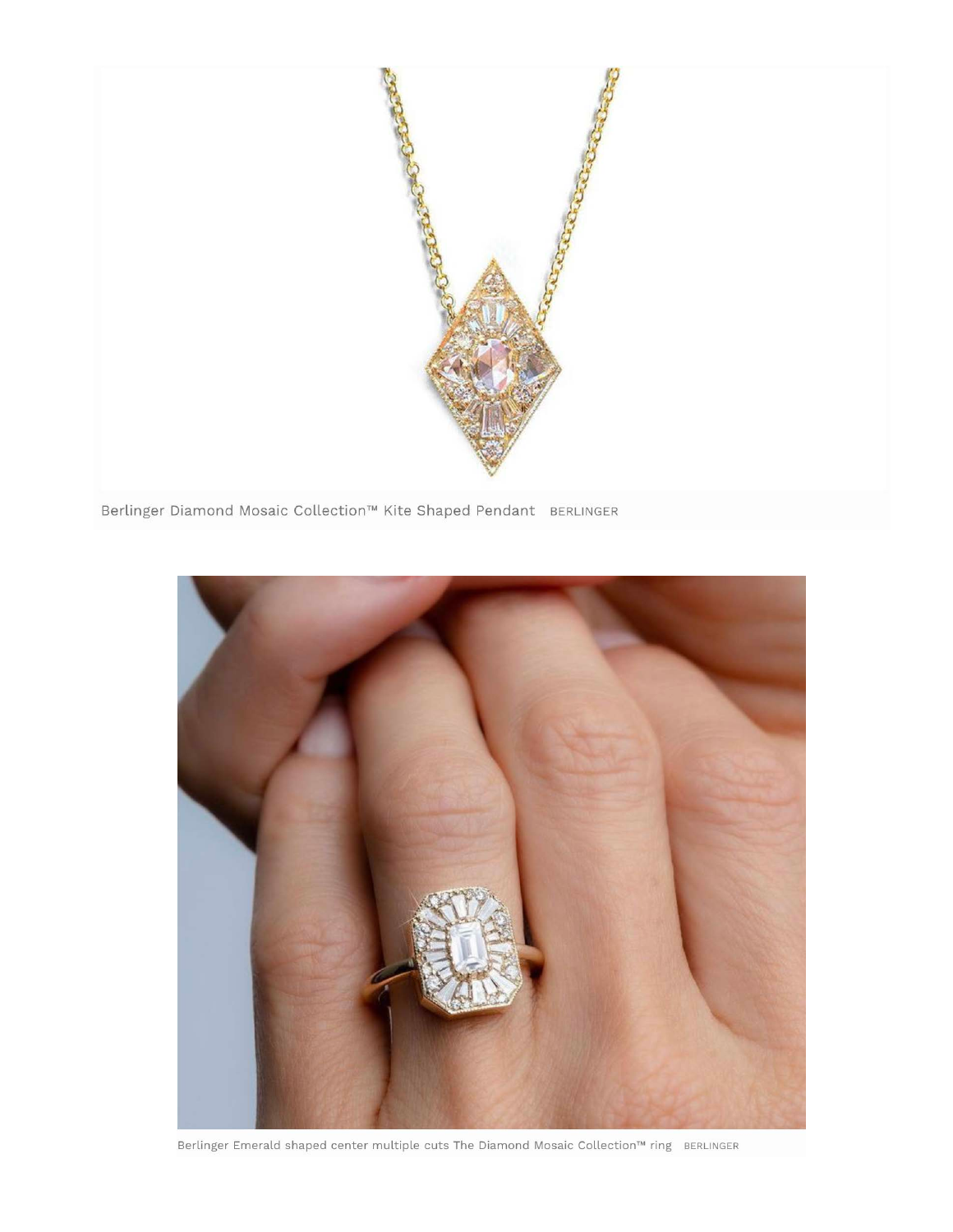Berlinger Diamond Mosaic Collection™ Kite Shaped Pendant BERLINGER

Berlinger Emerald shaped center multiple cuts The Diamond Mosaic Collection™ ring BERLINGER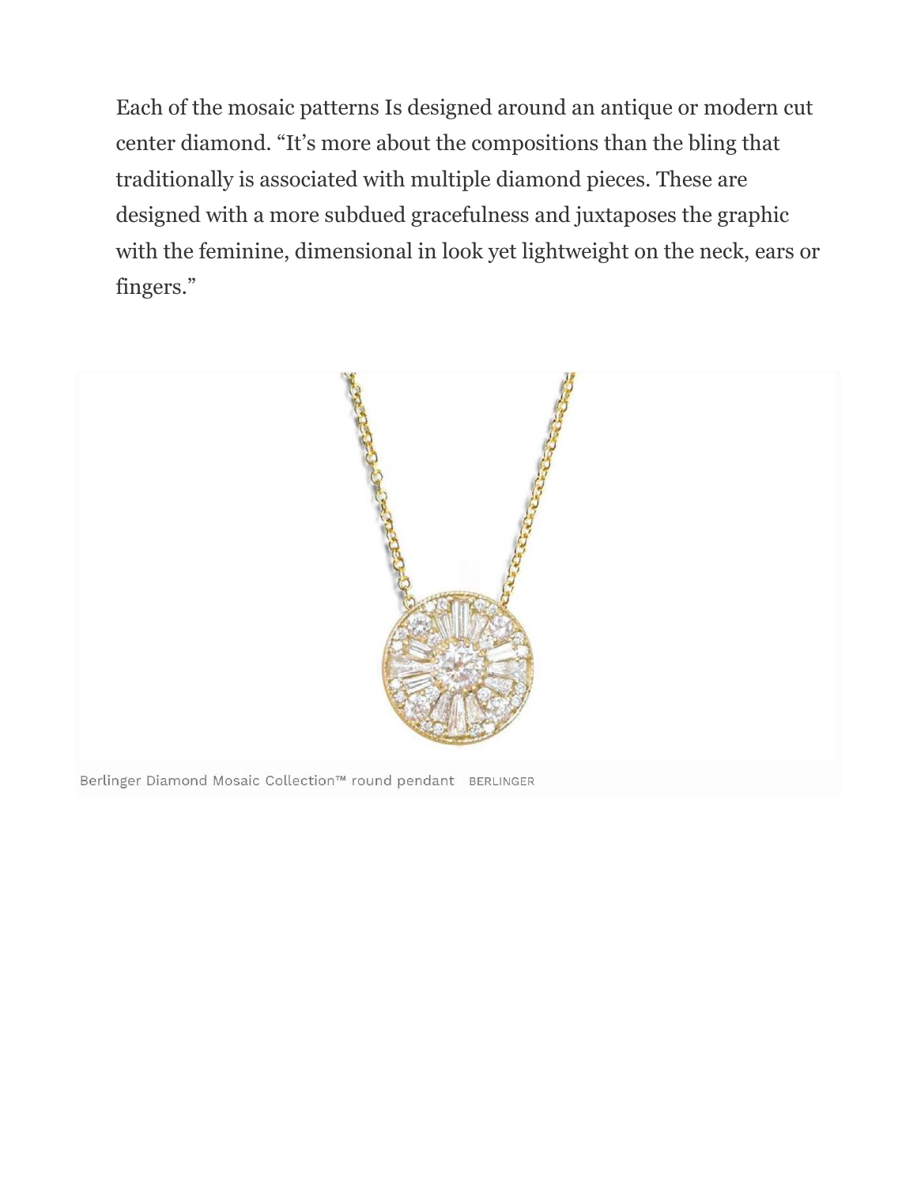Each of the mosaic patterns Is designed around an antique or modern cut center diamond. “It’s more about the compositions than the bling that traditionally is associated with multiple diamond pieces. These are designed with a more subdued gracefulness and juxtaposes the graphic with the feminine, dimensional in look yet lightweight on the neck, ears or fingers.”

Berlinger Diamond Mosaic Collection™ round pendant BERLINGER